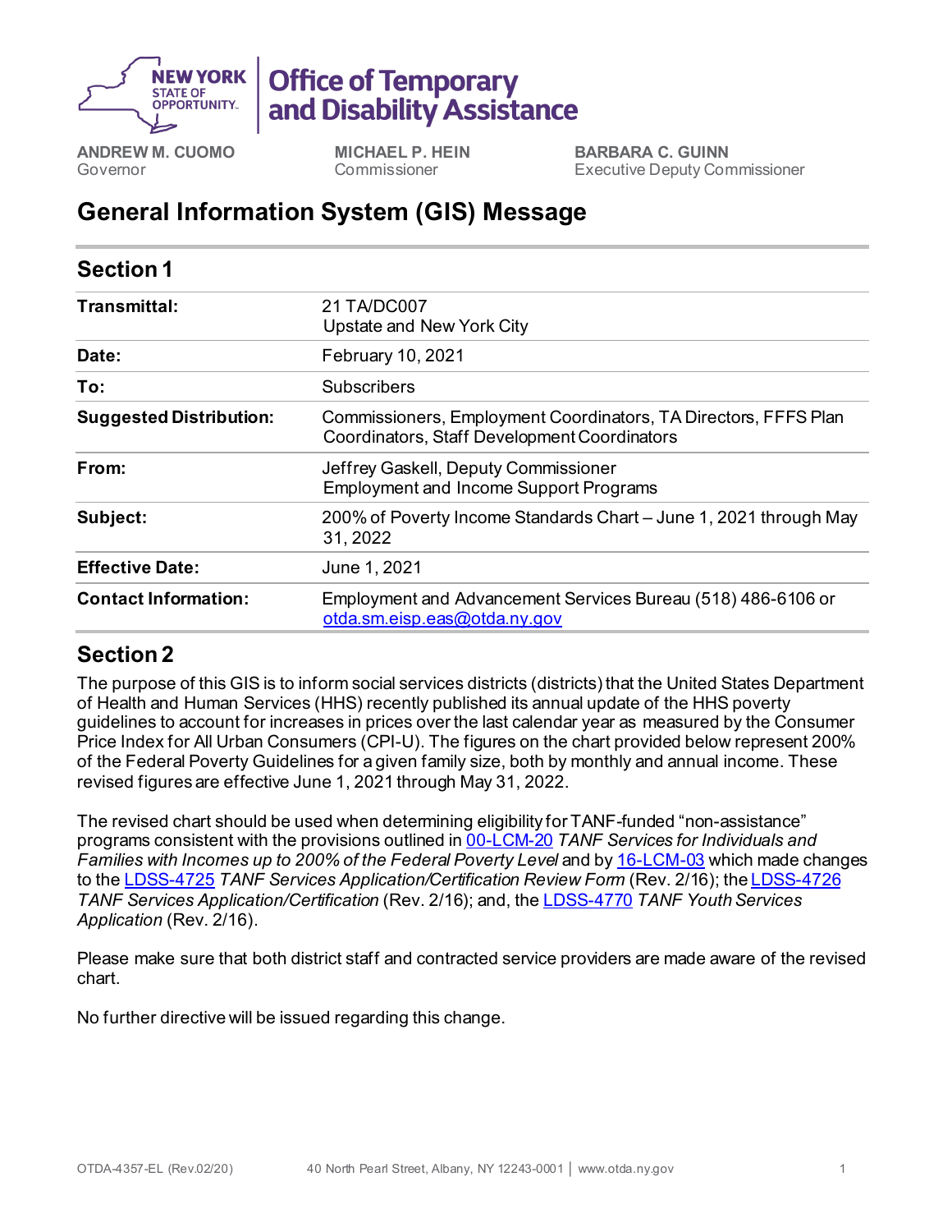NEW YORK STATE OF OPPORTUNITY. | Office of Temporary and Disability Assistance

**ANDREW M. CUOMO**
Governor

**MICHAEL P. HEIN**
Commissioner

**BARBARA C. GUINN**
Executive Deputy Commissioner

# General Information System (GIS) Message

## Section 1

| | |
|---|---|
| **Transmittal:** | 21 TA/DC007<br>Upstate and New York City |
| **Date:** | February 10, 2021 |
| **To:** | Subscribers |
| **Suggested Distribution:** | Commissioners, Employment Coordinators, TA Directors, FFFS Plan Coordinators, Staff Development Coordinators |
| **From:** | Jeffrey Gaskell, Deputy Commissioner<br>Employment and Income Support Programs |
| **Subject:** | 200% of Poverty Income Standards Chart – June 1, 2021 through May 31, 2022 |
| **Effective Date:** | June 1, 2021 |
| **Contact Information:** | Employment and Advancement Services Bureau (518) 486-6106 or otda.sm.eisp.eas@otda.ny.gov |

## Section 2

The purpose of this GIS is to inform social services districts (districts) that the United States Department of Health and Human Services (HHS) recently published its annual update of the HHS poverty guidelines to account for increases in prices over the last calendar year as measured by the Consumer Price Index for All Urban Consumers (CPI-U). The figures on the chart provided below represent 200% of the Federal Poverty Guidelines for a given family size, both by monthly and annual income. These revised figures are effective June 1, 2021 through May 31, 2022.

The revised chart should be used when determining eligibility for TANF-funded "non-assistance" programs consistent with the provisions outlined in 00-LCM-20 *TANF Services for Individuals and Families with Incomes up to 200% of the Federal Poverty Level* and by 16-LCM-03 which made changes to the LDSS-4725 *TANF Services Application/Certification Review Form* (Rev. 2/16); the LDSS-4726 *TANF Services Application/Certification* (Rev. 2/16); and, the LDSS-4770 *TANF Youth Services Application* (Rev. 2/16).

Please make sure that both district staff and contracted service providers are made aware of the revised chart.

No further directive will be issued regarding this change.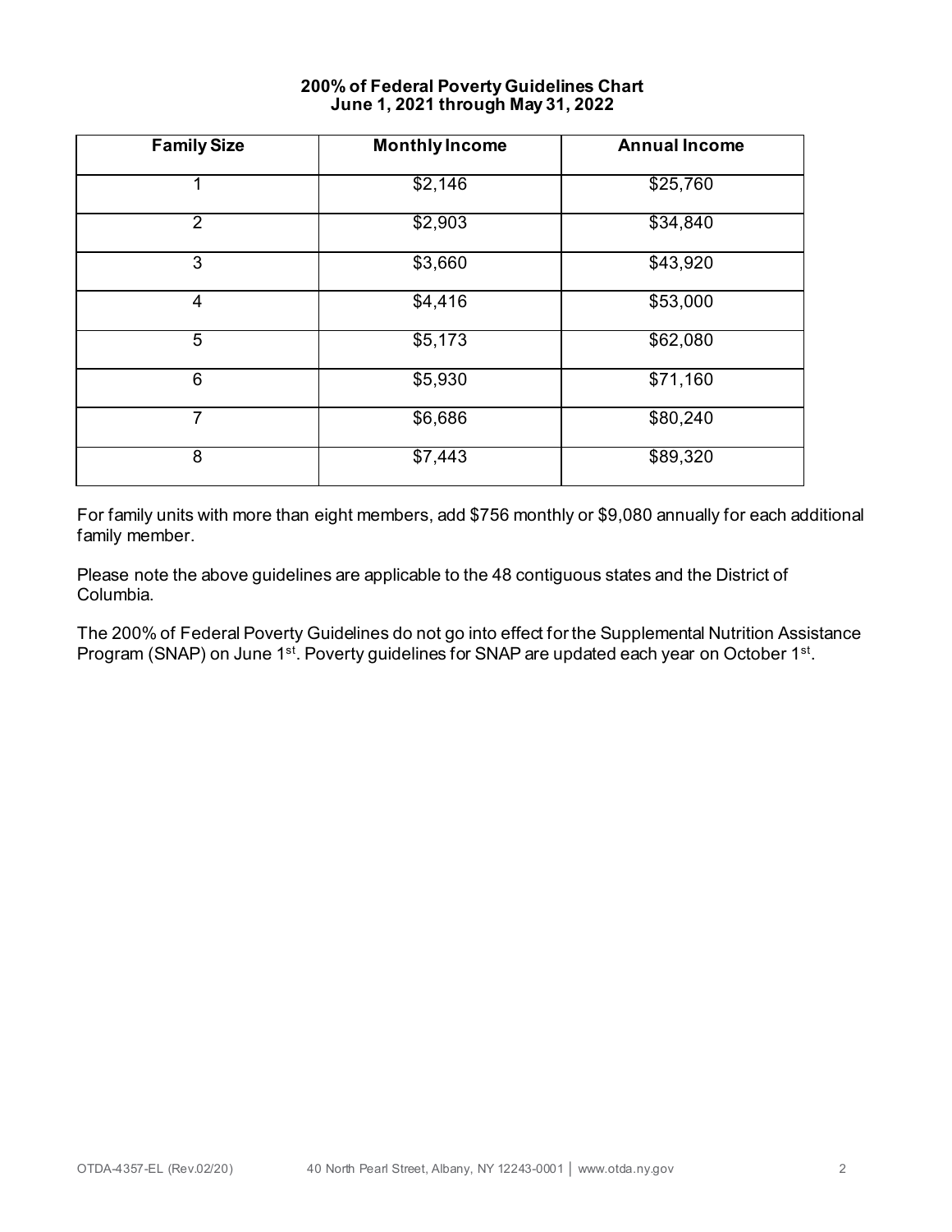**200% of Federal Poverty Guidelines Chart**
**June 1, 2021 through May 31, 2022**

| Family Size | Monthly Income | Annual Income |
|---|---|---|
| 1 | $2,146 | $25,760 |
| 2 | $2,903 | $34,840 |
| 3 | $3,660 | $43,920 |
| 4 | $4,416 | $53,000 |
| 5 | $5,173 | $62,080 |
| 6 | $5,930 | $71,160 |
| 7 | $6,686 | $80,240 |
| 8 | $7,443 | $89,320 |

For family units with more than eight members, add $756 monthly or $9,080 annually for each additional family member.

Please note the above guidelines are applicable to the 48 contiguous states and the District of Columbia.

The 200% of Federal Poverty Guidelines do not go into effect for the Supplemental Nutrition Assistance Program (SNAP) on June 1st. Poverty guidelines for SNAP are updated each year on October 1st.